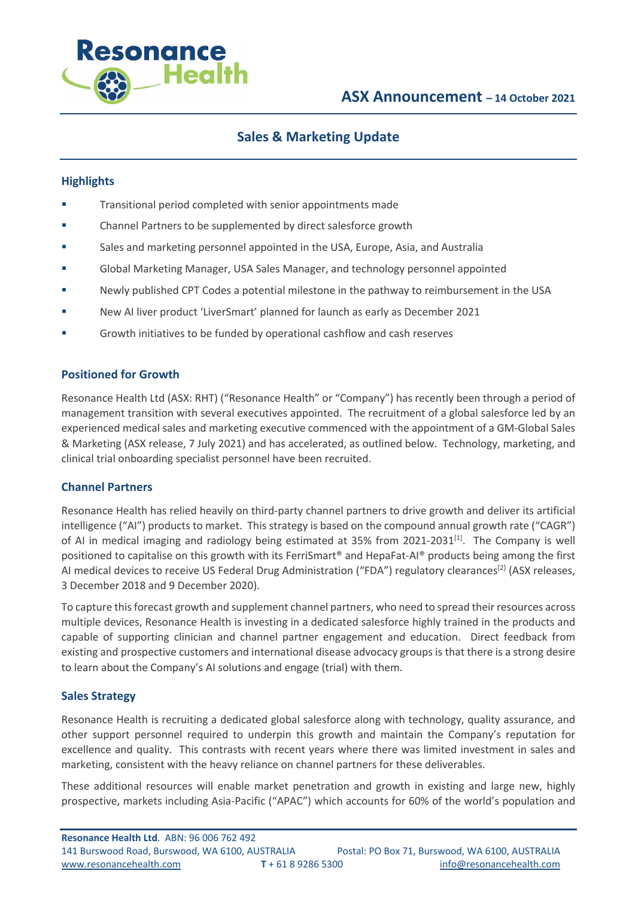**ASX Announcement – 14 October 2021**

# Sales & Marketing Update

## Highlights

- Transitional period completed with senior appointments made
- Channel Partners to be supplemented by direct salesforce growth
- Sales and marketing personnel appointed in the USA, Europe, Asia, and Australia
- Global Marketing Manager, USA Sales Manager, and technology personnel appointed
- Newly published CPT Codes a potential milestone in the pathway to reimbursement in the USA
- New AI liver product 'LiverSmart' planned for launch as early as December 2021
- Growth initiatives to be funded by operational cashflow and cash reserves

## Positioned for Growth

Resonance Health Ltd (ASX: RHT) ("Resonance Health" or "Company") has recently been through a period of management transition with several executives appointed. The recruitment of a global salesforce led by an experienced medical sales and marketing executive commenced with the appointment of a GM-Global Sales & Marketing (ASX release, 7 July 2021) and has accelerated, as outlined below. Technology, marketing, and clinical trial onboarding specialist personnel have been recruited.

## Channel Partners

Resonance Health has relied heavily on third-party channel partners to drive growth and deliver its artificial intelligence ("AI") products to market. This strategy is based on the compound annual growth rate ("CAGR") of AI in medical imaging and radiology being estimated at 35% from 2021-2031[1]. The Company is well positioned to capitalise on this growth with its FerriSmart® and HepaFat-AI® products being among the first AI medical devices to receive US Federal Drug Administration ("FDA") regulatory clearances[2] (ASX releases, 3 December 2018 and 9 December 2020).

To capture this forecast growth and supplement channel partners, who need to spread their resources across multiple devices, Resonance Health is investing in a dedicated salesforce highly trained in the products and capable of supporting clinician and channel partner engagement and education. Direct feedback from existing and prospective customers and international disease advocacy groups is that there is a strong desire to learn about the Company's AI solutions and engage (trial) with them.

## Sales Strategy

Resonance Health is recruiting a dedicated global salesforce along with technology, quality assurance, and other support personnel required to underpin this growth and maintain the Company's reputation for excellence and quality. This contrasts with recent years where there was limited investment in sales and marketing, consistent with the heavy reliance on channel partners for these deliverables.

These additional resources will enable market penetration and growth in existing and large new, highly prospective, markets including Asia-Pacific ("APAC") which accounts for 60% of the world's population and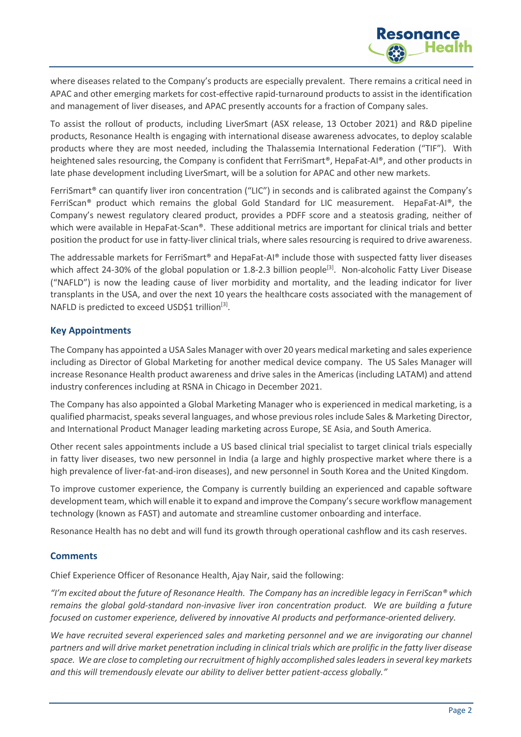where diseases related to the Company's products are especially prevalent. There remains a critical need in APAC and other emerging markets for cost-effective rapid-turnaround products to assist in the identification and management of liver diseases, and APAC presently accounts for a fraction of Company sales.

To assist the rollout of products, including LiverSmart (ASX release, 13 October 2021) and R&D pipeline products, Resonance Health is engaging with international disease awareness advocates, to deploy scalable products where they are most needed, including the Thalassemia International Federation ("TIF"). With heightened sales resourcing, the Company is confident that FerriSmart®, HepaFat-AI®, and other products in late phase development including LiverSmart, will be a solution for APAC and other new markets.

FerriSmart® can quantify liver iron concentration ("LIC") in seconds and is calibrated against the Company's FerriScan® product which remains the global Gold Standard for LIC measurement. HepaFat-AI®, the Company's newest regulatory cleared product, provides a PDFF score and a steatosis grading, neither of which were available in HepaFat-Scan®. These additional metrics are important for clinical trials and better position the product for use in fatty-liver clinical trials, where sales resourcing is required to drive awareness.

The addressable markets for FerriSmart® and HepaFat-AI® include those with suspected fatty liver diseases which affect 24-30% of the global population or 1.8-2.3 billion people[3]. Non-alcoholic Fatty Liver Disease ("NAFLD") is now the leading cause of liver morbidity and mortality, and the leading indicator for liver transplants in the USA, and over the next 10 years the healthcare costs associated with the management of NAFLD is predicted to exceed USD$1 trillion[3].

## Key Appointments

The Company has appointed a USA Sales Manager with over 20 years medical marketing and sales experience including as Director of Global Marketing for another medical device company. The US Sales Manager will increase Resonance Health product awareness and drive sales in the Americas (including LATAM) and attend industry conferences including at RSNA in Chicago in December 2021.

The Company has also appointed a Global Marketing Manager who is experienced in medical marketing, is a qualified pharmacist, speaks several languages, and whose previous roles include Sales & Marketing Director, and International Product Manager leading marketing across Europe, SE Asia, and South America.

Other recent sales appointments include a US based clinical trial specialist to target clinical trials especially in fatty liver diseases, two new personnel in India (a large and highly prospective market where there is a high prevalence of liver-fat-and-iron diseases), and new personnel in South Korea and the United Kingdom.

To improve customer experience, the Company is currently building an experienced and capable software development team, which will enable it to expand and improve the Company's secure workflow management technology (known as FAST) and automate and streamline customer onboarding and interface.

Resonance Health has no debt and will fund its growth through operational cashflow and its cash reserves.

## Comments

Chief Experience Officer of Resonance Health, Ajay Nair, said the following:

*"I'm excited about the future of Resonance Health. The Company has an incredible legacy in FerriScan® which remains the global gold-standard non-invasive liver iron concentration product. We are building a future focused on customer experience, delivered by innovative AI products and performance-oriented delivery.*

*We have recruited several experienced sales and marketing personnel and we are invigorating our channel partners and will drive market penetration including in clinical trials which are prolific in the fatty liver disease space. We are close to completing our recruitment of highly accomplished sales leaders in several key markets and this will tremendously elevate our ability to deliver better patient-access globally."*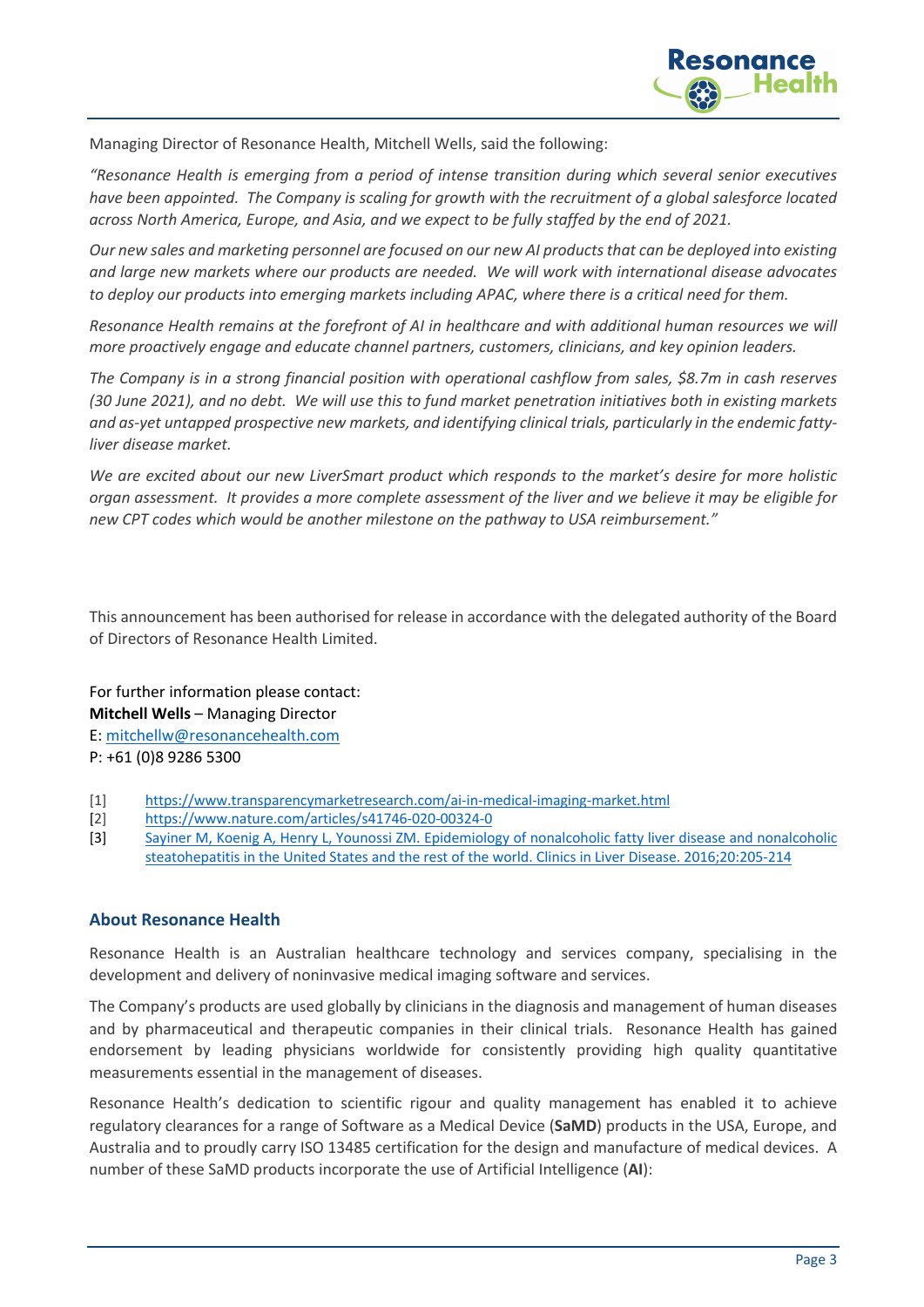Managing Director of Resonance Health, Mitchell Wells, said the following:

*"Resonance Health is emerging from a period of intense transition during which several senior executives have been appointed. The Company is scaling for growth with the recruitment of a global salesforce located across North America, Europe, and Asia, and we expect to be fully staffed by the end of 2021.*

*Our new sales and marketing personnel are focused on our new AI products that can be deployed into existing and large new markets where our products are needed. We will work with international disease advocates to deploy our products into emerging markets including APAC, where there is a critical need for them.*

*Resonance Health remains at the forefront of AI in healthcare and with additional human resources we will more proactively engage and educate channel partners, customers, clinicians, and key opinion leaders.*

*The Company is in a strong financial position with operational cashflow from sales, $8.7m in cash reserves (30 June 2021), and no debt. We will use this to fund market penetration initiatives both in existing markets and as-yet untapped prospective new markets, and identifying clinical trials, particularly in the endemic fatty-liver disease market.*

*We are excited about our new LiverSmart product which responds to the market's desire for more holistic organ assessment. It provides a more complete assessment of the liver and we believe it may be eligible for new CPT codes which would be another milestone on the pathway to USA reimbursement."*

This announcement has been authorised for release in accordance with the delegated authority of the Board of Directors of Resonance Health Limited.

For further information please contact:
**Mitchell Wells** – Managing Director
E: mitchellw@resonancehealth.com
P: +61 (0)8 9286 5300

[1] https://www.transparencymarketresearch.com/ai-in-medical-imaging-market.html
[2] https://www.nature.com/articles/s41746-020-00324-0
[3] Sayiner M, Koenig A, Henry L, Younossi ZM. Epidemiology of nonalcoholic fatty liver disease and nonalcoholic steatohepatitis in the United States and the rest of the world. Clinics in Liver Disease. 2016;20:205-214

## About Resonance Health

Resonance Health is an Australian healthcare technology and services company, specialising in the development and delivery of noninvasive medical imaging software and services.

The Company's products are used globally by clinicians in the diagnosis and management of human diseases and by pharmaceutical and therapeutic companies in their clinical trials. Resonance Health has gained endorsement by leading physicians worldwide for consistently providing high quality quantitative measurements essential in the management of diseases.

Resonance Health's dedication to scientific rigour and quality management has enabled it to achieve regulatory clearances for a range of Software as a Medical Device (**SaMD**) products in the USA, Europe, and Australia and to proudly carry ISO 13485 certification for the design and manufacture of medical devices. A number of these SaMD products incorporate the use of Artificial Intelligence (**AI**):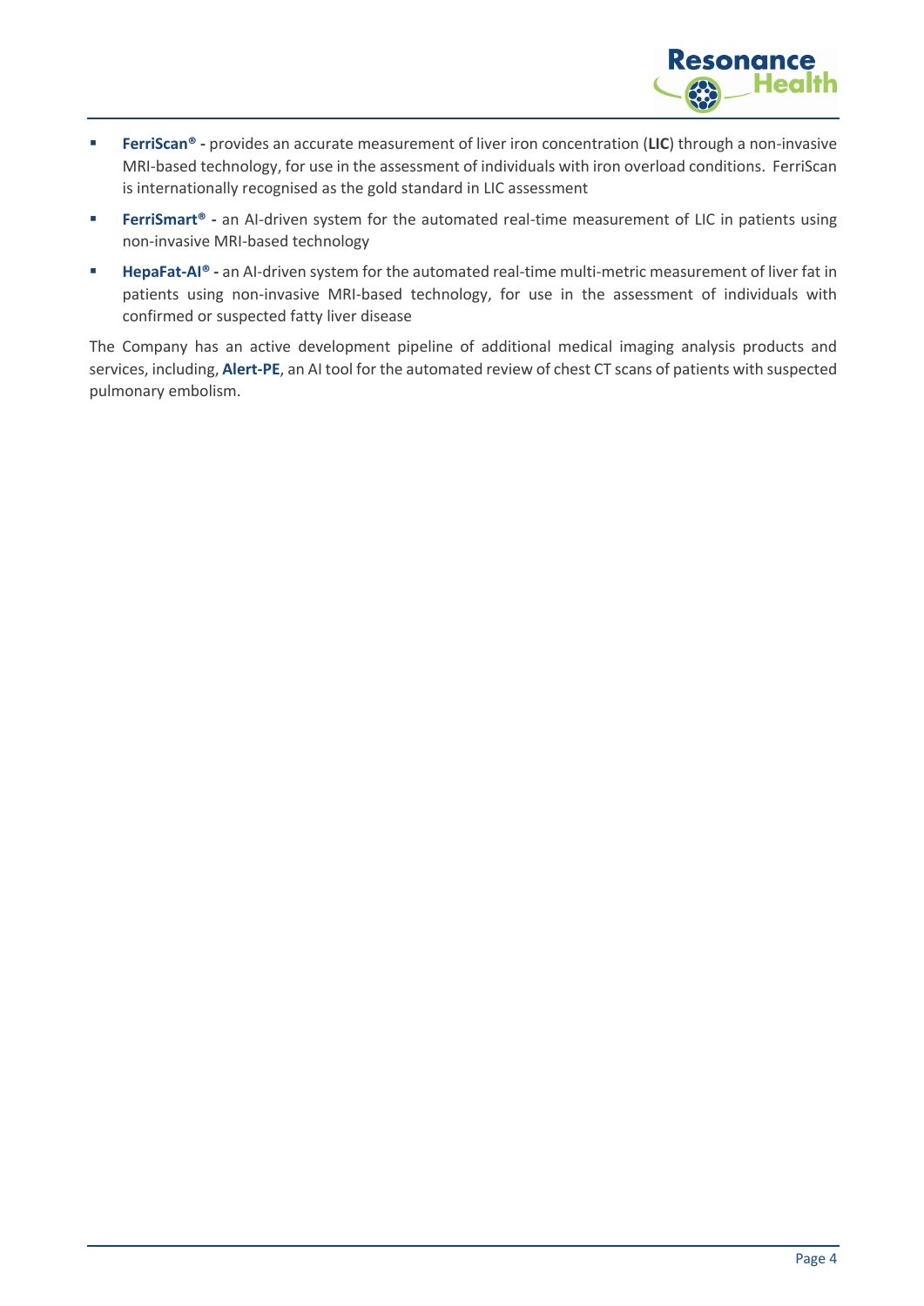- **FerriScan® -** provides an accurate measurement of liver iron concentration (**LIC**) through a non-invasive MRI-based technology, for use in the assessment of individuals with iron overload conditions. FerriScan is internationally recognised as the gold standard in LIC assessment
- **FerriSmart® -** an AI-driven system for the automated real-time measurement of LIC in patients using non-invasive MRI-based technology
- **HepaFat-AI® -** an AI-driven system for the automated real-time multi-metric measurement of liver fat in patients using non-invasive MRI-based technology, for use in the assessment of individuals with confirmed or suspected fatty liver disease

The Company has an active development pipeline of additional medical imaging analysis products and services, including, **Alert-PE**, an AI tool for the automated review of chest CT scans of patients with suspected pulmonary embolism.